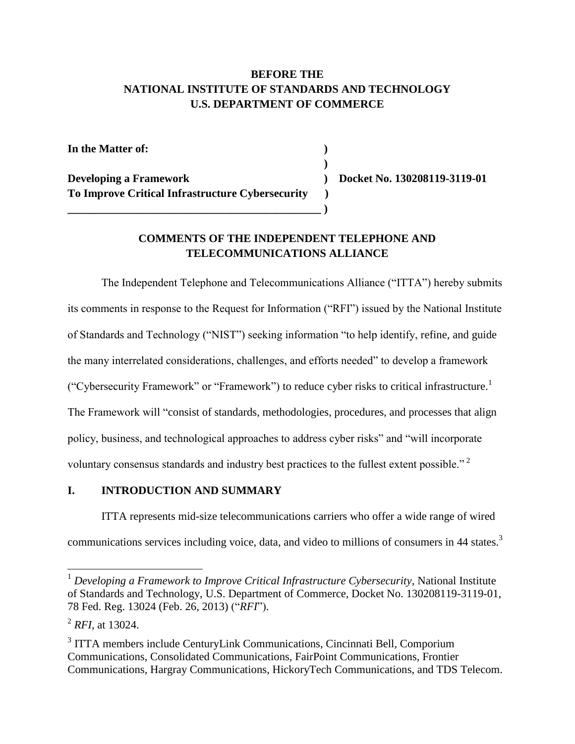**BEFORE THE**
**NATIONAL INSTITUTE OF STANDARDS AND TECHNOLOGY**
**U.S. DEPARTMENT OF COMMERCE**

| | | |
|---|---|---|
| **In the Matter of:** | **)** | |
| | **)** | |
| **Developing a Framework** | **)** | **Docket No. 130208119-3119-01** |
| **To Improve Critical Infrastructure Cybersecurity** | **)** | |
| | **)** | |

**COMMENTS OF THE INDEPENDENT TELEPHONE AND TELECOMMUNICATIONS ALLIANCE**

The Independent Telephone and Telecommunications Alliance ("ITTA") hereby submits its comments in response to the Request for Information ("RFI") issued by the National Institute of Standards and Technology ("NIST") seeking information "to help identify, refine, and guide the many interrelated considerations, challenges, and efforts needed" to develop a framework ("Cybersecurity Framework" or "Framework") to reduce cyber risks to critical infrastructure.[1] The Framework will "consist of standards, methodologies, procedures, and processes that align policy, business, and technological approaches to address cyber risks" and "will incorporate voluntary consensus standards and industry best practices to the fullest extent possible."[2]

## I. INTRODUCTION AND SUMMARY

ITTA represents mid-size telecommunications carriers who offer a wide range of wired communications services including voice, data, and video to millions of consumers in 44 states.[3]

---

[1] *Developing a Framework to Improve Critical Infrastructure Cybersecurity*, National Institute of Standards and Technology, U.S. Department of Commerce, Docket No. 130208119-3119-01, 78 Fed. Reg. 13024 (Feb. 26, 2013) ("*RFI*").

[2] *RFI*, at 13024.

[3] ITTA members include CenturyLink Communications, Cincinnati Bell, Comporium Communications, Consolidated Communications, FairPoint Communications, Frontier Communications, Hargray Communications, HickoryTech Communications, and TDS Telecom.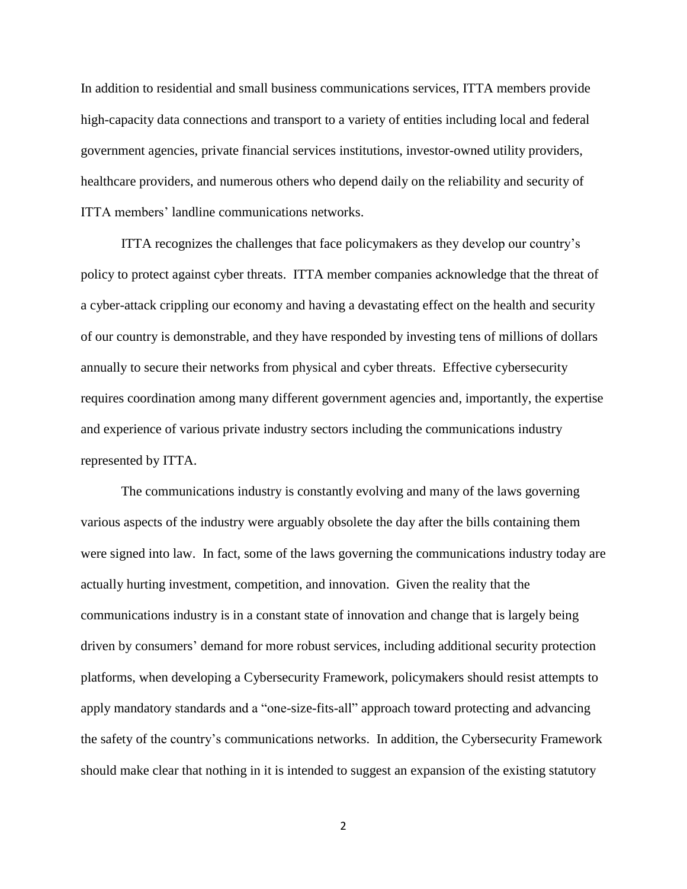In addition to residential and small business communications services, ITTA members provide high-capacity data connections and transport to a variety of entities including local and federal government agencies, private financial services institutions, investor-owned utility providers, healthcare providers, and numerous others who depend daily on the reliability and security of ITTA members' landline communications networks.

ITTA recognizes the challenges that face policymakers as they develop our country's policy to protect against cyber threats. ITTA member companies acknowledge that the threat of a cyber-attack crippling our economy and having a devastating effect on the health and security of our country is demonstrable, and they have responded by investing tens of millions of dollars annually to secure their networks from physical and cyber threats. Effective cybersecurity requires coordination among many different government agencies and, importantly, the expertise and experience of various private industry sectors including the communications industry represented by ITTA.

The communications industry is constantly evolving and many of the laws governing various aspects of the industry were arguably obsolete the day after the bills containing them were signed into law. In fact, some of the laws governing the communications industry today are actually hurting investment, competition, and innovation. Given the reality that the communications industry is in a constant state of innovation and change that is largely being driven by consumers' demand for more robust services, including additional security protection platforms, when developing a Cybersecurity Framework, policymakers should resist attempts to apply mandatory standards and a "one-size-fits-all" approach toward protecting and advancing the safety of the country's communications networks. In addition, the Cybersecurity Framework should make clear that nothing in it is intended to suggest an expansion of the existing statutory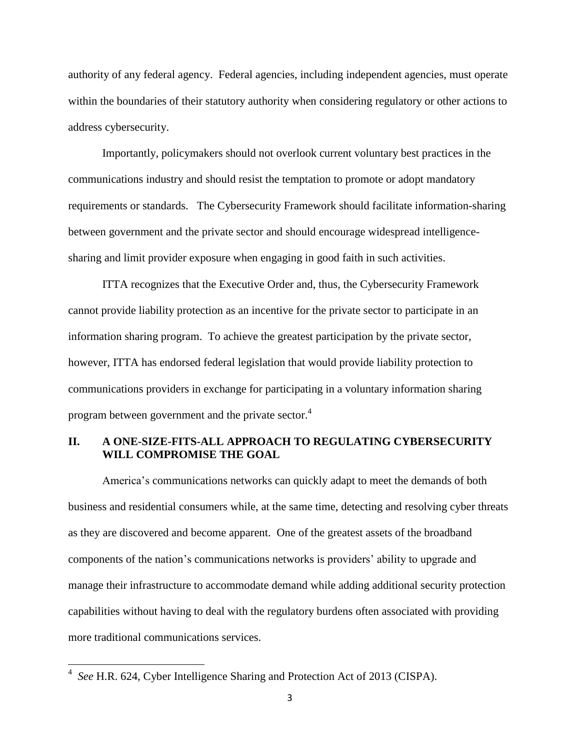authority of any federal agency. Federal agencies, including independent agencies, must operate within the boundaries of their statutory authority when considering regulatory or other actions to address cybersecurity.

Importantly, policymakers should not overlook current voluntary best practices in the communications industry and should resist the temptation to promote or adopt mandatory requirements or standards. The Cybersecurity Framework should facilitate information-sharing between government and the private sector and should encourage widespread intelligence-sharing and limit provider exposure when engaging in good faith in such activities.

ITTA recognizes that the Executive Order and, thus, the Cybersecurity Framework cannot provide liability protection as an incentive for the private sector to participate in an information sharing program. To achieve the greatest participation by the private sector, however, ITTA has endorsed federal legislation that would provide liability protection to communications providers in exchange for participating in a voluntary information sharing program between government and the private sector.[4]

## II. A ONE-SIZE-FITS-ALL APPROACH TO REGULATING CYBERSECURITY WILL COMPROMISE THE GOAL

America's communications networks can quickly adapt to meet the demands of both business and residential consumers while, at the same time, detecting and resolving cyber threats as they are discovered and become apparent. One of the greatest assets of the broadband components of the nation's communications networks is providers' ability to upgrade and manage their infrastructure to accommodate demand while adding additional security protection capabilities without having to deal with the regulatory burdens often associated with providing more traditional communications services.

---

[4] *See* H.R. 624, Cyber Intelligence Sharing and Protection Act of 2013 (CISPA).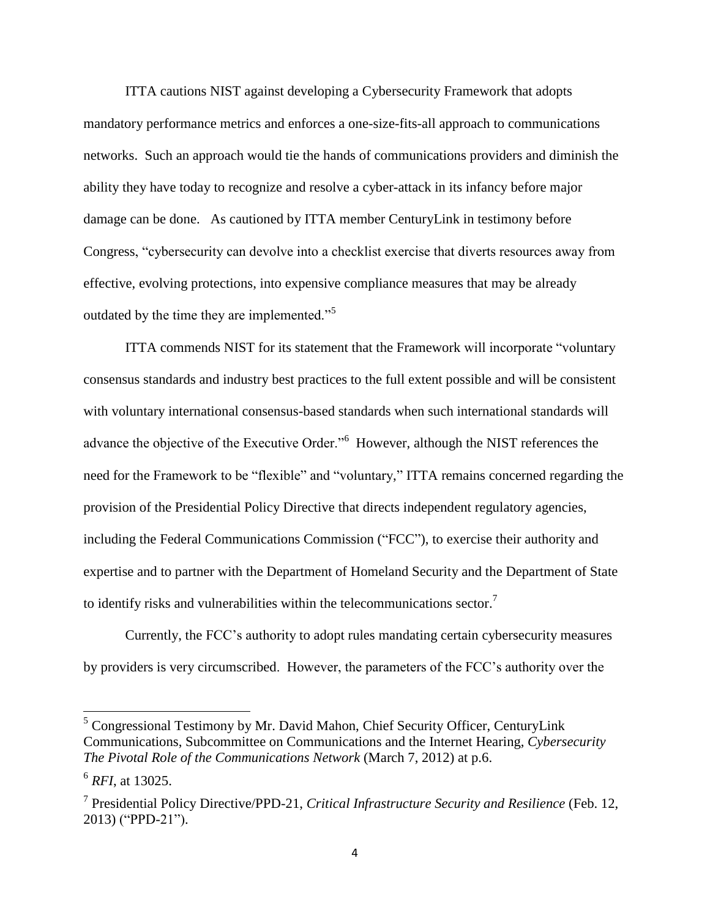ITTA cautions NIST against developing a Cybersecurity Framework that adopts mandatory performance metrics and enforces a one-size-fits-all approach to communications networks. Such an approach would tie the hands of communications providers and diminish the ability they have today to recognize and resolve a cyber-attack in its infancy before major damage can be done. As cautioned by ITTA member CenturyLink in testimony before Congress, "cybersecurity can devolve into a checklist exercise that diverts resources away from effective, evolving protections, into expensive compliance measures that may be already outdated by the time they are implemented."[5]

ITTA commends NIST for its statement that the Framework will incorporate "voluntary consensus standards and industry best practices to the full extent possible and will be consistent with voluntary international consensus-based standards when such international standards will advance the objective of the Executive Order."[6] However, although the NIST references the need for the Framework to be "flexible" and "voluntary," ITTA remains concerned regarding the provision of the Presidential Policy Directive that directs independent regulatory agencies, including the Federal Communications Commission ("FCC"), to exercise their authority and expertise and to partner with the Department of Homeland Security and the Department of State to identify risks and vulnerabilities within the telecommunications sector.[7]

Currently, the FCC's authority to adopt rules mandating certain cybersecurity measures by providers is very circumscribed. However, the parameters of the FCC's authority over the

---

[5] Congressional Testimony by Mr. David Mahon, Chief Security Officer, CenturyLink Communications, Subcommittee on Communications and the Internet Hearing, *Cybersecurity The Pivotal Role of the Communications Network* (March 7, 2012) at p.6.

[6] *RFI*, at 13025.

[7] Presidential Policy Directive/PPD-21, *Critical Infrastructure Security and Resilience* (Feb. 12, 2013) ("PPD-21").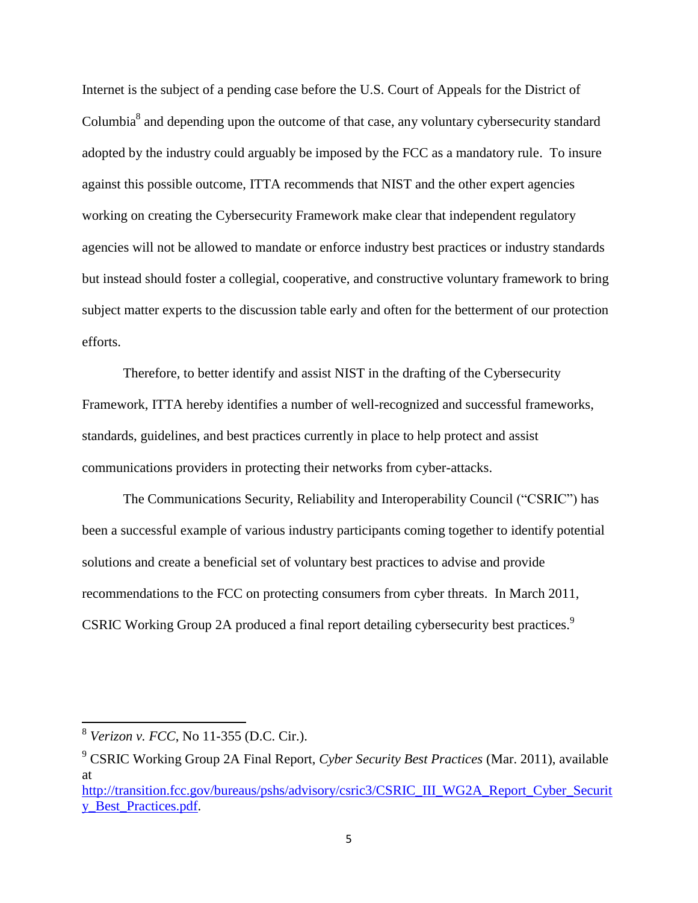Internet is the subject of a pending case before the U.S. Court of Appeals for the District of Columbia[8] and depending upon the outcome of that case, any voluntary cybersecurity standard adopted by the industry could arguably be imposed by the FCC as a mandatory rule. To insure against this possible outcome, ITTA recommends that NIST and the other expert agencies working on creating the Cybersecurity Framework make clear that independent regulatory agencies will not be allowed to mandate or enforce industry best practices or industry standards but instead should foster a collegial, cooperative, and constructive voluntary framework to bring subject matter experts to the discussion table early and often for the betterment of our protection efforts.

Therefore, to better identify and assist NIST in the drafting of the Cybersecurity Framework, ITTA hereby identifies a number of well-recognized and successful frameworks, standards, guidelines, and best practices currently in place to help protect and assist communications providers in protecting their networks from cyber-attacks.

The Communications Security, Reliability and Interoperability Council ("CSRIC") has been a successful example of various industry participants coming together to identify potential solutions and create a beneficial set of voluntary best practices to advise and provide recommendations to the FCC on protecting consumers from cyber threats. In March 2011, CSRIC Working Group 2A produced a final report detailing cybersecurity best practices.[9]

---

[8] *Verizon v. FCC*, No 11-355 (D.C. Cir.).

[9] CSRIC Working Group 2A Final Report, *Cyber Security Best Practices* (Mar. 2011), available at http://transition.fcc.gov/bureaus/pshs/advisory/csric3/CSRIC_III_WG2A_Report_Cyber_Security_Best_Practices.pdf.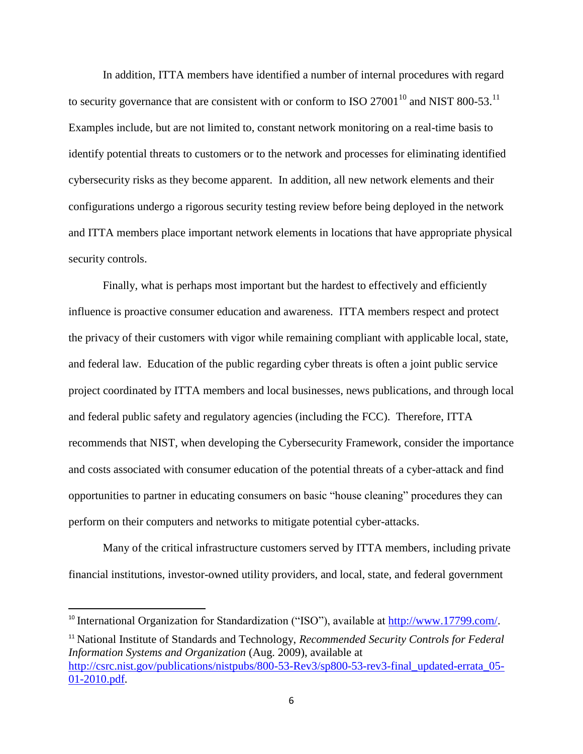In addition, ITTA members have identified a number of internal procedures with regard to security governance that are consistent with or conform to ISO 27001[10] and NIST 800-53.[11] Examples include, but are not limited to, constant network monitoring on a real-time basis to identify potential threats to customers or to the network and processes for eliminating identified cybersecurity risks as they become apparent. In addition, all new network elements and their configurations undergo a rigorous security testing review before being deployed in the network and ITTA members place important network elements in locations that have appropriate physical security controls.

Finally, what is perhaps most important but the hardest to effectively and efficiently influence is proactive consumer education and awareness. ITTA members respect and protect the privacy of their customers with vigor while remaining compliant with applicable local, state, and federal law. Education of the public regarding cyber threats is often a joint public service project coordinated by ITTA members and local businesses, news publications, and through local and federal public safety and regulatory agencies (including the FCC). Therefore, ITTA recommends that NIST, when developing the Cybersecurity Framework, consider the importance and costs associated with consumer education of the potential threats of a cyber-attack and find opportunities to partner in educating consumers on basic "house cleaning" procedures they can perform on their computers and networks to mitigate potential cyber-attacks.

Many of the critical infrastructure customers served by ITTA members, including private financial institutions, investor-owned utility providers, and local, state, and federal government

---

[10] International Organization for Standardization ("ISO"), available at http://www.17799.com/.

[11] National Institute of Standards and Technology, *Recommended Security Controls for Federal Information Systems and Organization* (Aug. 2009), available at http://csrc.nist.gov/publications/nistpubs/800-53-Rev3/sp800-53-rev3-final_updated-errata_05-01-2010.pdf.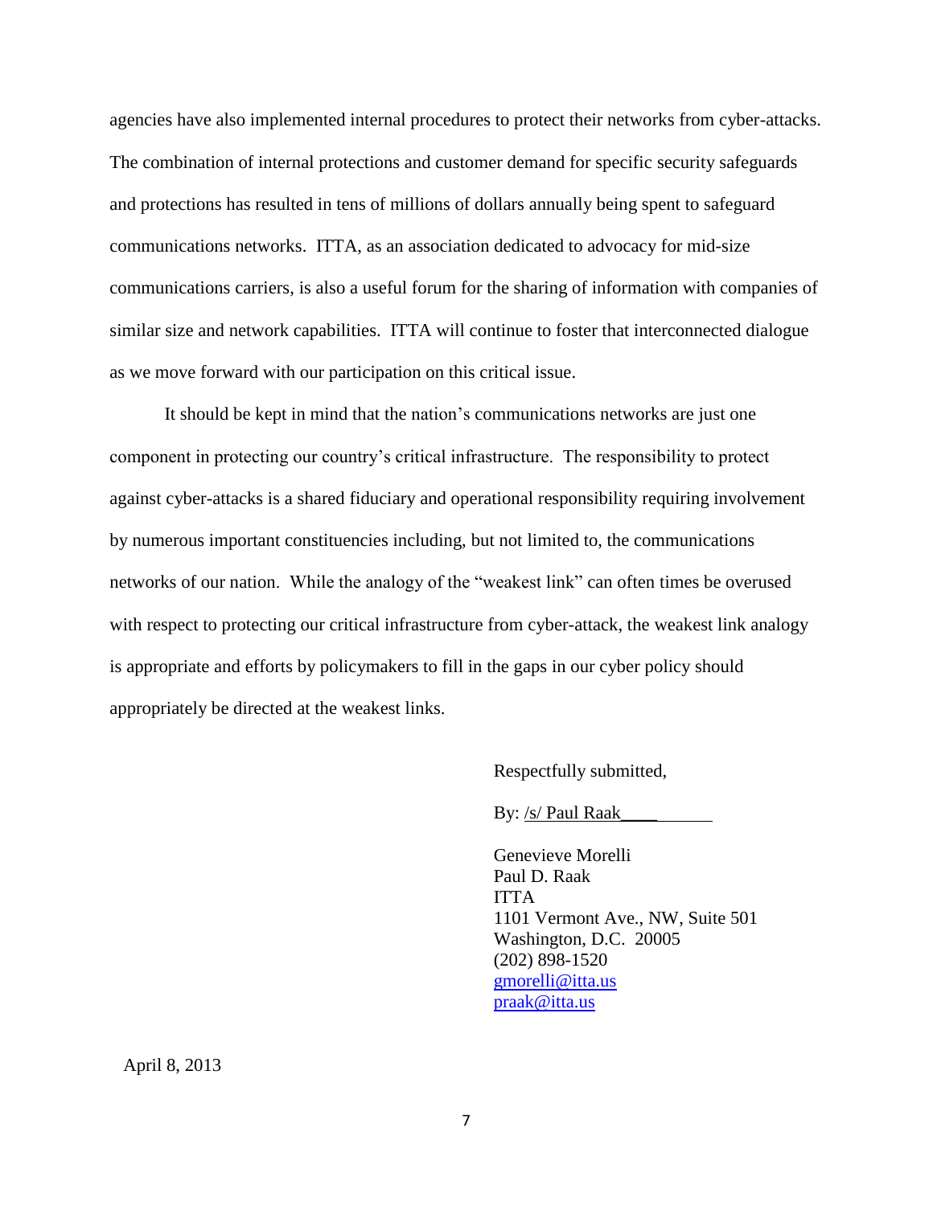agencies have also implemented internal procedures to protect their networks from cyber-attacks. The combination of internal protections and customer demand for specific security safeguards and protections has resulted in tens of millions of dollars annually being spent to safeguard communications networks. ITTA, as an association dedicated to advocacy for mid-size communications carriers, is also a useful forum for the sharing of information with companies of similar size and network capabilities. ITTA will continue to foster that interconnected dialogue as we move forward with our participation on this critical issue.

It should be kept in mind that the nation's communications networks are just one component in protecting our country's critical infrastructure. The responsibility to protect against cyber-attacks is a shared fiduciary and operational responsibility requiring involvement by numerous important constituencies including, but not limited to, the communications networks of our nation. While the analogy of the "weakest link" can often times be overused with respect to protecting our critical infrastructure from cyber-attack, the weakest link analogy is appropriate and efforts by policymakers to fill in the gaps in our cyber policy should appropriately be directed at the weakest links.

Respectfully submitted,

By: /s/ Paul Raak____

Genevieve Morelli
Paul D. Raak
ITTA
1101 Vermont Ave., NW, Suite 501
Washington, D.C. 20005
(202) 898-1520
gmorelli@itta.us
praak@itta.us

April 8, 2013